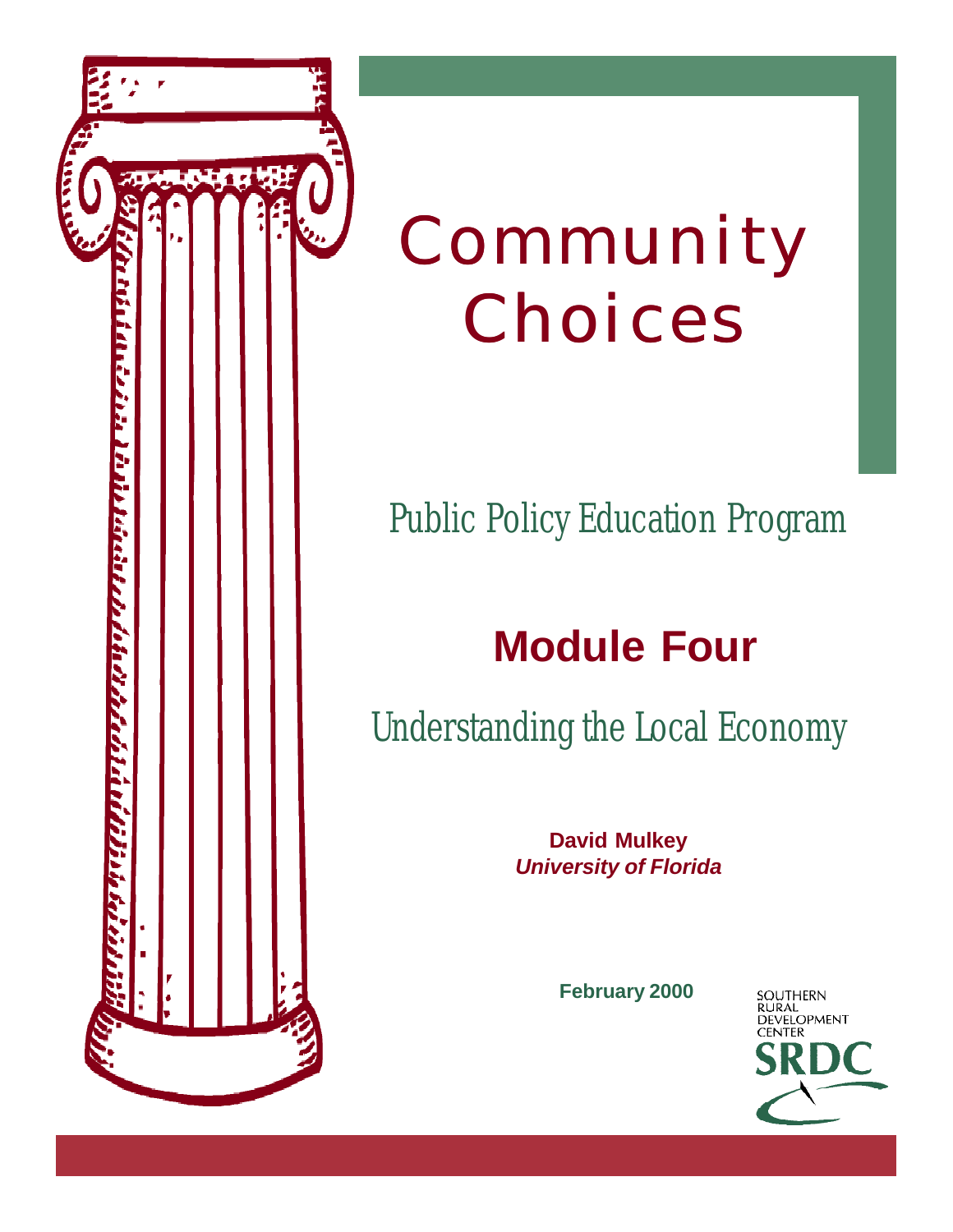# Community Choices

## Public Policy Education Program

## Module Four

## Understanding the Local Economy

**David Mulkey**
***University of Florida***

**February 2000**

SOUTHERN RURAL DEVELOPMENT CENTER
SRDC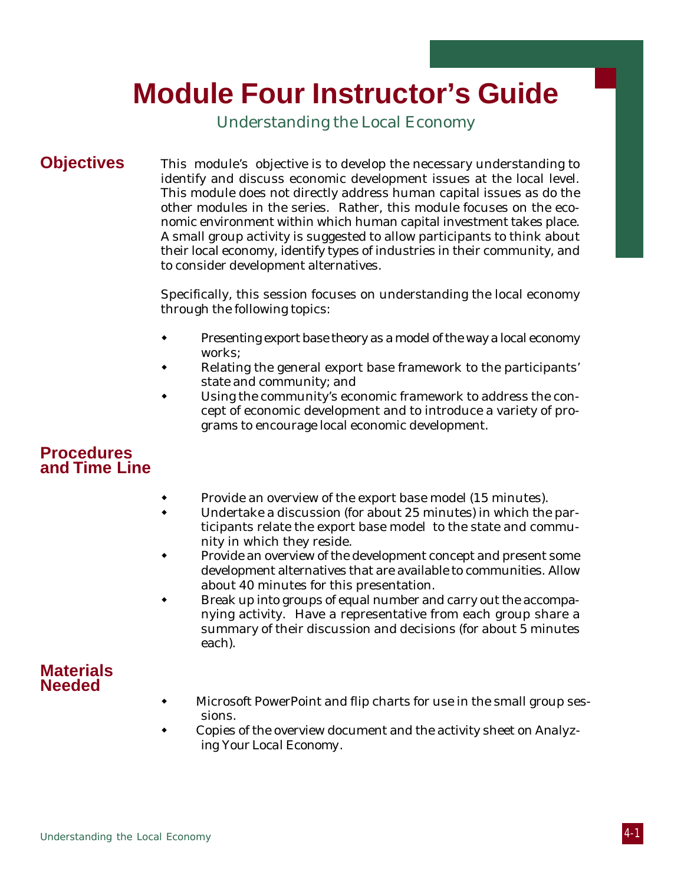# Module Four Instructor's Guide

Understanding the Local Economy

## Objectives

This module's objective is to develop the necessary understanding to identify and discuss economic development issues at the local level. This module does not directly address human capital issues as do the other modules in the series. Rather, this module focuses on the economic environment within which human capital investment takes place. A small group activity is suggested to allow participants to think about their local economy, identify types of industries in their community, and to consider development alternatives.

Specifically, this session focuses on understanding the local economy through the following topics:

- Presenting export base theory as a model of the way a local economy works;
- Relating the general export base framework to the participants' state and community; and
- Using the community's economic framework to address the concept of economic development and to introduce a variety of programs to encourage local economic development.

## Procedures and Time Line

- Provide an overview of the export base model (15 minutes).
- Undertake a discussion (for about 25 minutes) in which the participants relate the export base model to the state and community in which they reside.
- Provide an overview of the development concept and present some development alternatives that are available to communities. Allow about 40 minutes for this presentation.
- Break up into groups of equal number and carry out the accompanying activity. Have a representative from each group share a summary of their discussion and decisions (for about 5 minutes each).

## Materials Needed

- Microsoft PowerPoint and flip charts for use in the small group sessions.
- Copies of the overview document and the activity sheet on *Analyzing Your Local Economy*.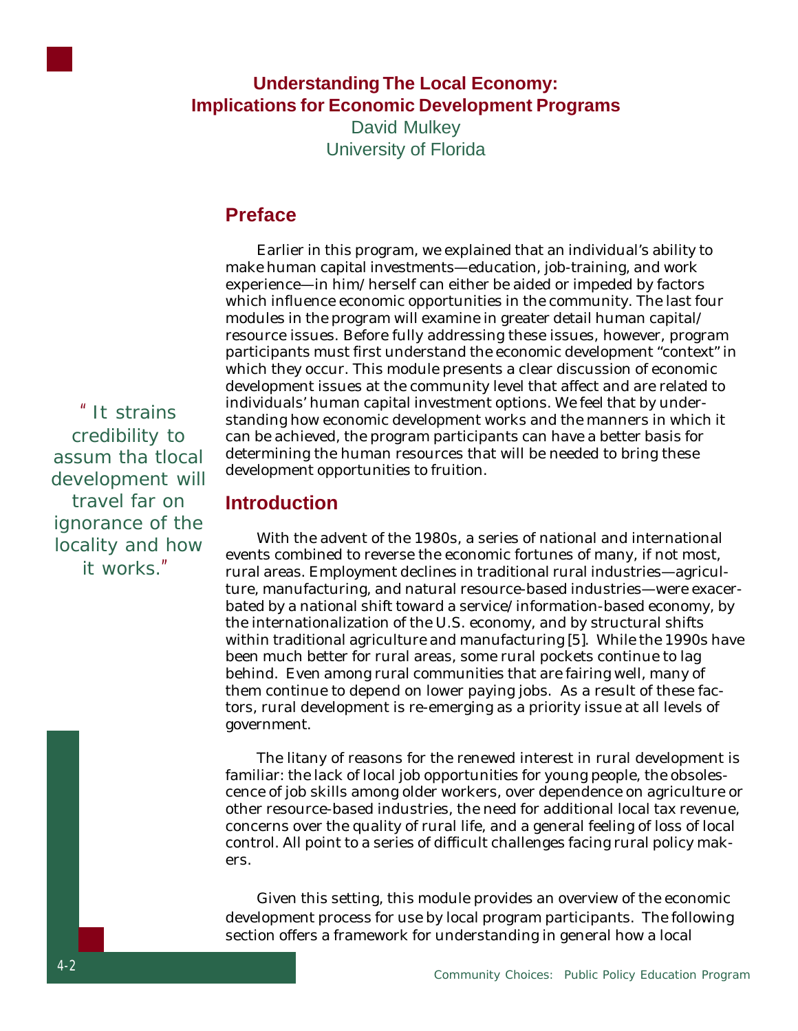# Understanding The Local Economy: Implications for Economic Development Programs

David Mulkey
University of Florida

## Preface

Earlier in this program, we explained that an individual's ability to make human capital investments—education, job-training, and work experience—in him/herself can either be aided or impeded by factors which influence economic opportunities in the community. The last four modules in the program will examine in greater detail human capital/ resource issues. Before fully addressing these issues, however, program participants must first understand the economic development "context" in which they occur. This module presents a clear discussion of economic development issues at the community level that affect and are related to individuals' human capital investment options. We feel that by understanding how economic development works and the manners in which it can be achieved, the program participants can have a better basis for determining the human resources that will be needed to bring these development opportunities to fruition.

> " It strains credibility to assum tha tlocal development will travel far on ignorance of the locality and how it works."

## Introduction

With the advent of the 1980s, a series of national and international events combined to reverse the economic fortunes of many, if not most, rural areas. Employment declines in traditional rural industries—agriculture, manufacturing, and natural resource-based industries—were exacerbated by a national shift toward a service/information-based economy, by the internationalization of the U.S. economy, and by structural shifts within traditional agriculture and manufacturing [5]. While the 1990s have been much better for rural areas, some rural pockets continue to lag behind. Even among rural communities that are fairing well, many of them continue to depend on lower paying jobs. As a result of these factors, rural development is re-emerging as a priority issue at all levels of government.

The litany of reasons for the renewed interest in rural development is familiar: the lack of local job opportunities for young people, the obsolescence of job skills among older workers, over dependence on agriculture or other resource-based industries, the need for additional local tax revenue, concerns over the quality of rural life, and a general feeling of loss of local control. All point to a series of difficult challenges facing rural policy makers.

Given this setting, this module provides an overview of the economic development process for use by local program participants. The following section offers a framework for understanding in general how a local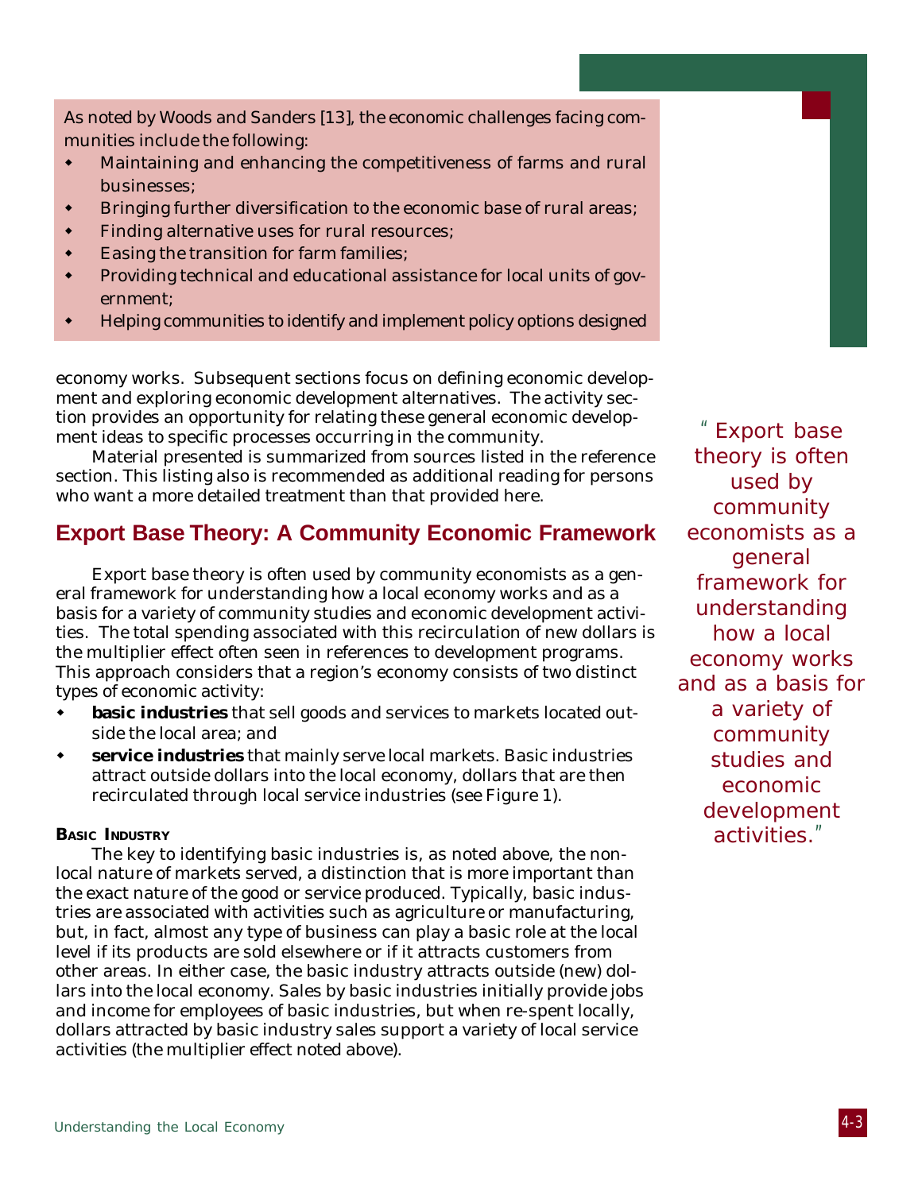As noted by Woods and Sanders [13], the economic challenges facing communities include the following:

- Maintaining and enhancing the competitiveness of farms and rural businesses;
- Bringing further diversification to the economic base of rural areas;
- Finding alternative uses for rural resources;
- Easing the transition for farm families;
- Providing technical and educational assistance for local units of government;
- Helping communities to identify and implement policy options designed

economy works. Subsequent sections focus on defining economic development and exploring economic development alternatives. The activity section provides an opportunity for relating these general economic development ideas to specific processes occurring in the community.

Material presented is summarized from sources listed in the reference section. This listing also is recommended as additional reading for persons who want a more detailed treatment than that provided here.

## Export Base Theory: A Community Economic Framework

Export base theory is often used by community economists as a general framework for understanding how a local economy works and as a basis for a variety of community studies and economic development activities. The total spending associated with this recirculation of new dollars is the multiplier effect often seen in references to development programs. This approach considers that a region's economy consists of two distinct types of economic activity:

- **basic industries** that sell goods and services to markets located outside the local area; and
- **service industries** that mainly serve local markets. Basic industries attract outside dollars into the local economy, dollars that are then recirculated through local service industries (see Figure 1).

> "Export base theory is often used by community economists as a general framework for understanding how a local economy works and as a basis for a variety of community studies and economic development activities."

### Basic Industry

The key to identifying basic industries is, as noted above, the nonlocal nature of markets served, a distinction that is more important than the exact nature of the good or service produced. Typically, basic industries are associated with activities such as agriculture or manufacturing, but, in fact, almost any type of business can play a basic role at the local level if its products are sold elsewhere or if it attracts customers from other areas. In either case, the basic industry attracts outside (new) dollars into the local economy. Sales by basic industries initially provide jobs and income for employees of basic industries, but when re-spent locally, dollars attracted by basic industry sales support a variety of local service activities (the multiplier effect noted above).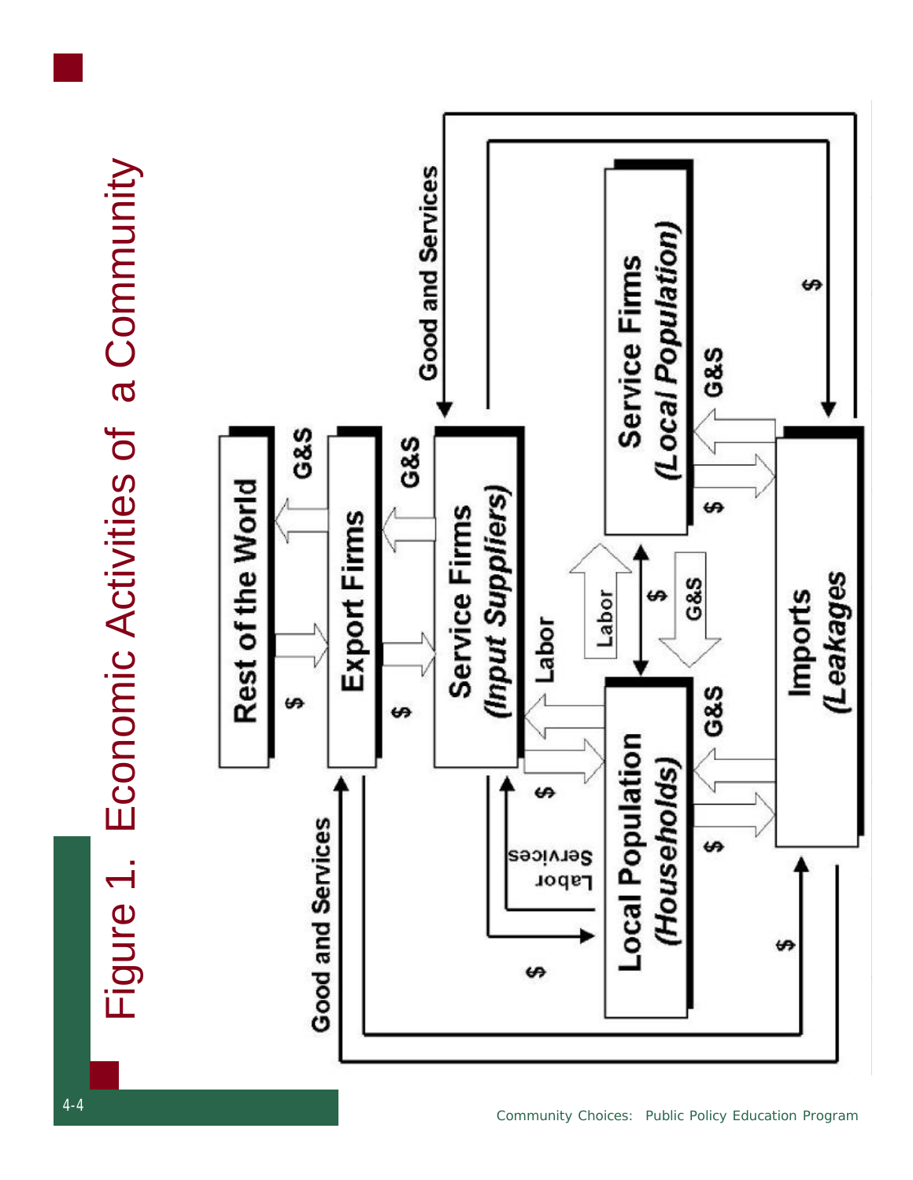# Figure 1. Economic Activities of a Community

Rest of the World

Export Firms

Service Firms *(Input Suppliers)*

Service Firms *(Local Population)*

Local Population *(Households)*

Imports *(Leakages)*

Good and Services

G&S

$

Labor

Labor Services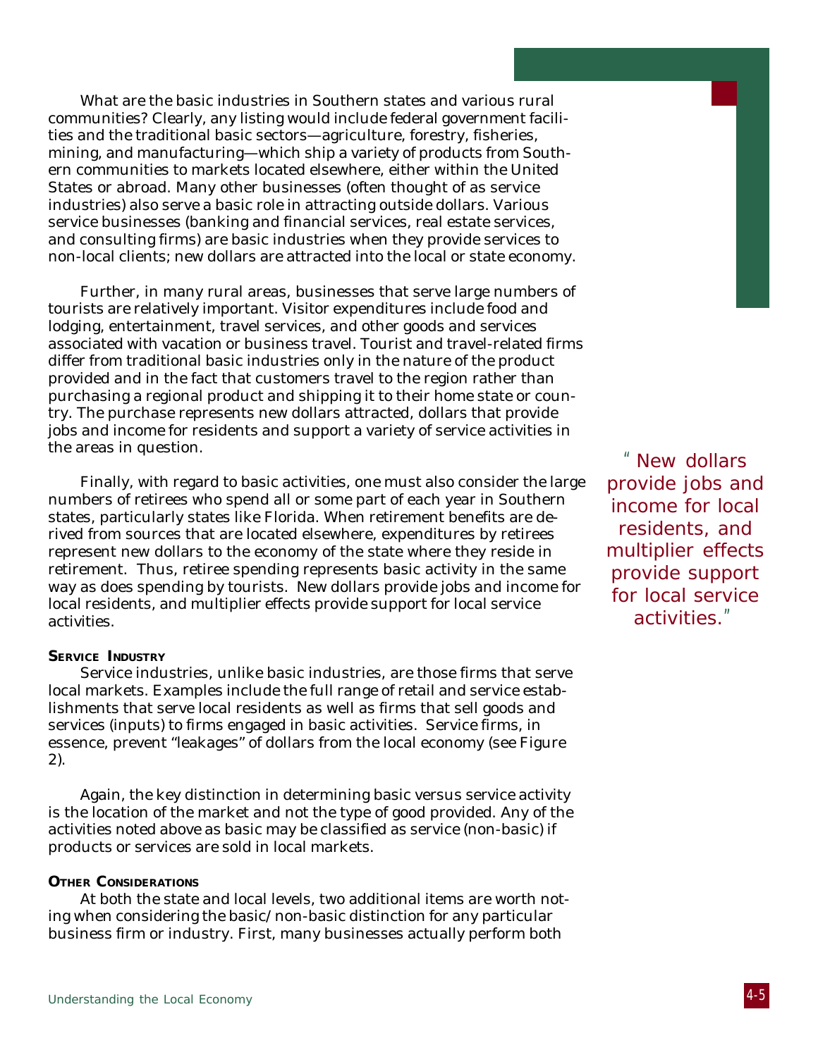What are the basic industries in Southern states and various rural communities? Clearly, any listing would include federal government facilities and the traditional basic sectors—agriculture, forestry, fisheries, mining, and manufacturing—which ship a variety of products from Southern communities to markets located elsewhere, either within the United States or abroad. Many other businesses (often thought of as service industries) also serve a basic role in attracting outside dollars. Various service businesses (banking and financial services, real estate services, and consulting firms) are basic industries when they provide services to non-local clients; new dollars are attracted into the local or state economy.

Further, in many rural areas, businesses that serve large numbers of tourists are relatively important. Visitor expenditures include food and lodging, entertainment, travel services, and other goods and services associated with vacation or business travel. Tourist and travel-related firms differ from traditional basic industries only in the nature of the product provided and in the fact that customers travel to the region rather than purchasing a regional product and shipping it to their home state or country. The purchase represents new dollars attracted, dollars that provide jobs and income for residents and support a variety of service activities in the areas in question.

Finally, with regard to basic activities, one must also consider the large numbers of retirees who spend all or some part of each year in Southern states, particularly states like Florida. When retirement benefits are derived from sources that are located elsewhere, expenditures by retirees represent new dollars to the economy of the state where they reside in retirement. Thus, retiree spending represents basic activity in the same way as does spending by tourists. New dollars provide jobs and income for local residents, and multiplier effects provide support for local service activities.

> "New dollars provide jobs and income for local residents, and multiplier effects provide support for local service activities."

#### Service Industry

Service industries, unlike basic industries, are those firms that serve local markets. Examples include the full range of retail and service establishments that serve local residents as well as firms that sell goods and services (inputs) to firms engaged in basic activities. Service firms, in essence, prevent "leakages" of dollars from the local economy (see Figure 2).

Again, the key distinction in determining basic versus service activity is the location of the market and not the type of good provided. Any of the activities noted above as basic may be classified as service (non-basic) if products or services are sold in local markets.

#### Other Considerations

At both the state and local levels, two additional items are worth noting when considering the basic/non-basic distinction for any particular business firm or industry. First, many businesses actually perform both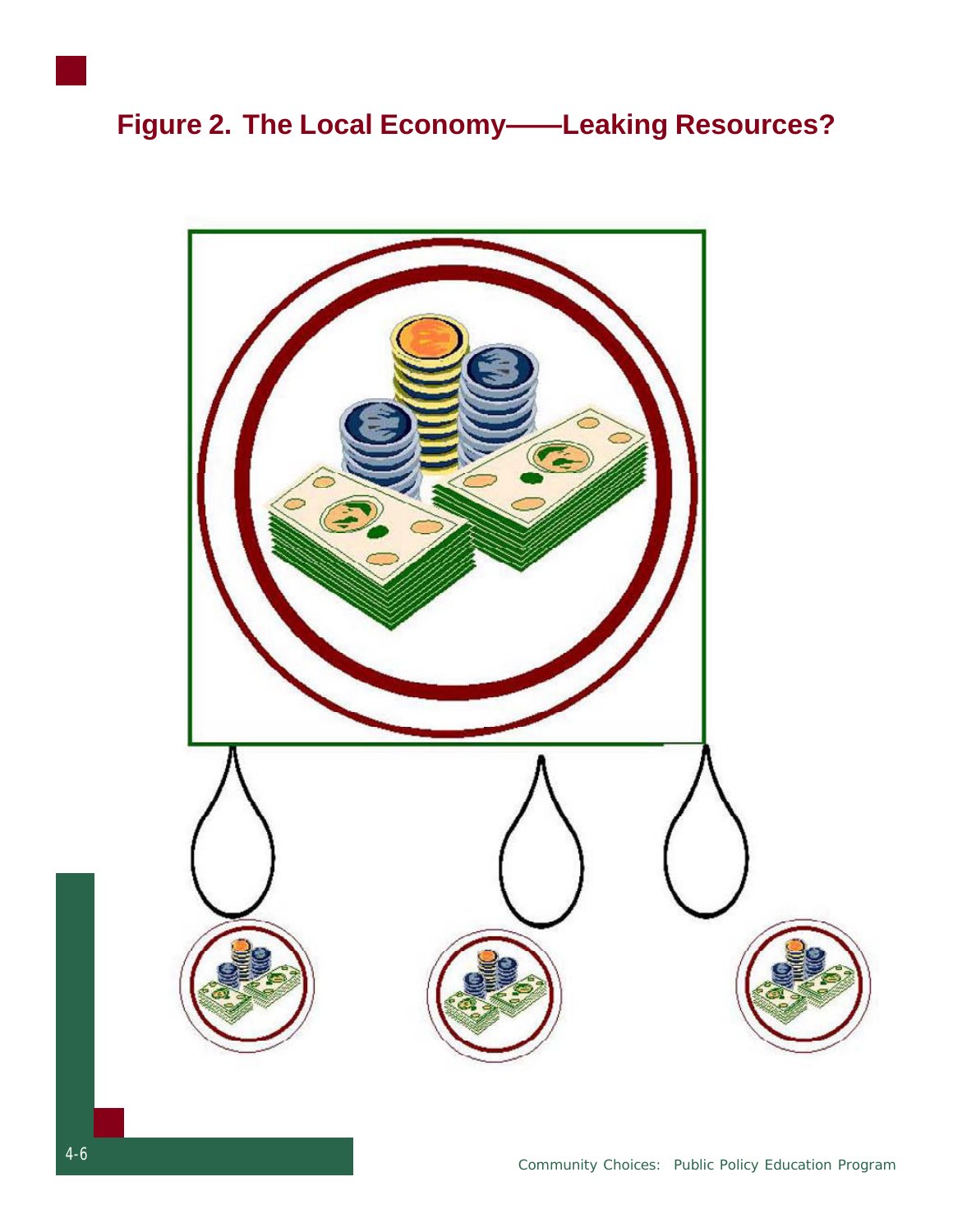## Figure 2. The Local Economy——Leaking Resources?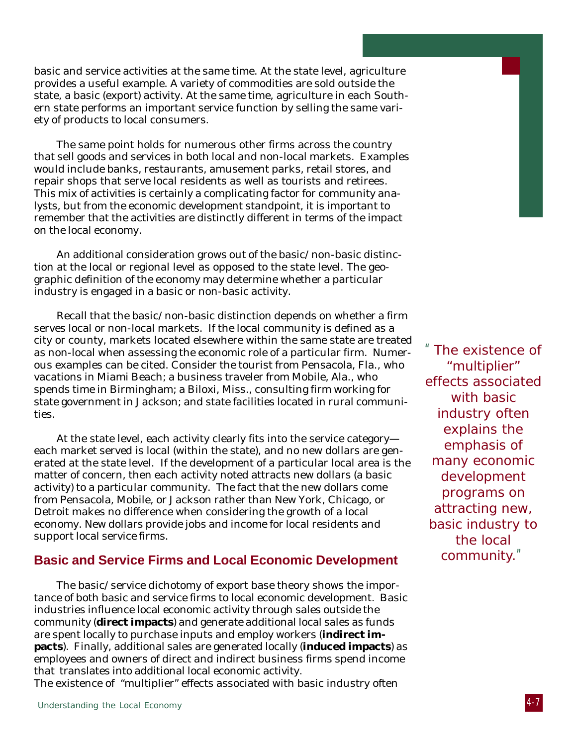basic and service activities at the same time. At the state level, agriculture provides a useful example. A variety of commodities are sold outside the state, a basic (export) activity. At the same time, agriculture in each Southern state performs an important service function by selling the same variety of products to local consumers.

The same point holds for numerous other firms across the country that sell goods and services in both local and non-local markets. Examples would include banks, restaurants, amusement parks, retail stores, and repair shops that serve local residents as well as tourists and retirees. This mix of activities is certainly a complicating factor for community analysts, but from the economic development standpoint, it is important to remember that the activities are distinctly different in terms of the impact on the local economy.

An additional consideration grows out of the basic/non-basic distinction at the local or regional level as opposed to the state level. The geographic definition of the economy may determine whether a particular industry is engaged in a basic or non-basic activity.

Recall that the basic/non-basic distinction depends on whether a firm serves local or non-local markets. If the local community is defined as a city or county, markets located elsewhere within the same state are treated as non-local when assessing the economic role of a particular firm. Numerous examples can be cited. Consider the tourist from Pensacola, Fla., who vacations in Miami Beach; a business traveler from Mobile, Ala., who spends time in Birmingham; a Biloxi, Miss., consulting firm working for state government in Jackson; and state facilities located in rural communities.

At the state level, each activity clearly fits into the service category—each market served is local (within the state), and no new dollars are generated at the state level. If the development of a particular local area is the matter of concern, then each activity noted attracts new dollars (a basic activity) to a particular community. The fact that the new dollars come from Pensacola, Mobile, or Jackson rather than New York, Chicago, or Detroit makes no difference when considering the growth of a local economy. New dollars provide jobs and income for local residents and support local service firms.

## Basic and Service Firms and Local Economic Development

The basic/service dichotomy of export base theory shows the importance of both basic and service firms to local economic development. Basic industries influence local economic activity through sales outside the community (**direct impacts**) and generate additional local sales as funds are spent locally to purchase inputs and employ workers (**indirect impacts**). Finally, additional sales are generated locally (**induced impacts**) as employees and owners of direct and indirect business firms spend income that translates into additional local economic activity.
The existence of "multiplier" effects associated with basic industry often

> "The existence of "multiplier" effects associated with basic industry often explains the emphasis of many economic development programs on attracting new, basic industry to the local community."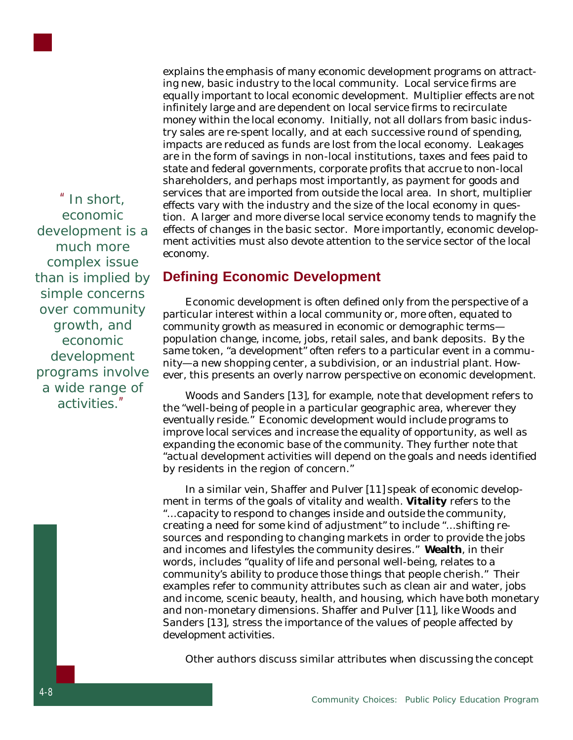explains the emphasis of many economic development programs on attracting new, basic industry to the local community. Local service firms are equally important to local economic development. Multiplier effects are not infinitely large and are dependent on local service firms to recirculate money within the local economy. Initially, not all dollars from basic industry sales are re-spent locally, and at each successive round of spending, impacts are reduced as funds are lost from the local economy. Leakages are in the form of savings in non-local institutions, taxes and fees paid to state and federal governments, corporate profits that accrue to non-local shareholders, and perhaps most importantly, as payment for goods and services that are imported from outside the local area. In short, multiplier effects vary with the industry and the size of the local economy in question. A larger and more diverse local service economy tends to magnify the effects of changes in the basic sector. More importantly, economic development activities must also devote attention to the service sector of the local economy.

> "In short, economic development is a much more complex issue than is implied by simple concerns over community growth, and economic development programs involve a wide range of activities."

## Defining Economic Development

Economic development is often defined only from the perspective of a particular interest within a local community or, more often, equated to community growth as measured in economic or demographic terms—population change, income, jobs, retail sales, and bank deposits. By the same token, "a development" often refers to a particular event in a community—a new shopping center, a subdivision, or an industrial plant. However, this presents an overly narrow perspective on economic development.

Woods and Sanders [13], for example, note that development refers to the "well-being of people in a particular geographic area, wherever they eventually reside." Economic development would include programs to improve local services and increase the equality of opportunity, as well as expanding the economic base of the community. They further note that "actual development activities will depend on the goals and needs identified by residents in the region of concern."

In a similar vein, Shaffer and Pulver [11] speak of economic development in terms of the goals of vitality and wealth. **Vitality** refers to the "...capacity to respond to changes inside and outside the community, creating a need for some kind of adjustment" to include "...shifting resources and responding to changing markets in order to provide the jobs and incomes and lifestyles the community desires." **Wealth**, in their words, includes "quality of life and personal well-being, relates to a community's ability to produce those things that people cherish." Their examples refer to community attributes such as clean air and water, jobs and income, scenic beauty, health, and housing, which have both monetary and non-monetary dimensions. Shaffer and Pulver [11], like Woods and Sanders [13], stress the importance of the values of people affected by development activities.

Other authors discuss similar attributes when discussing the concept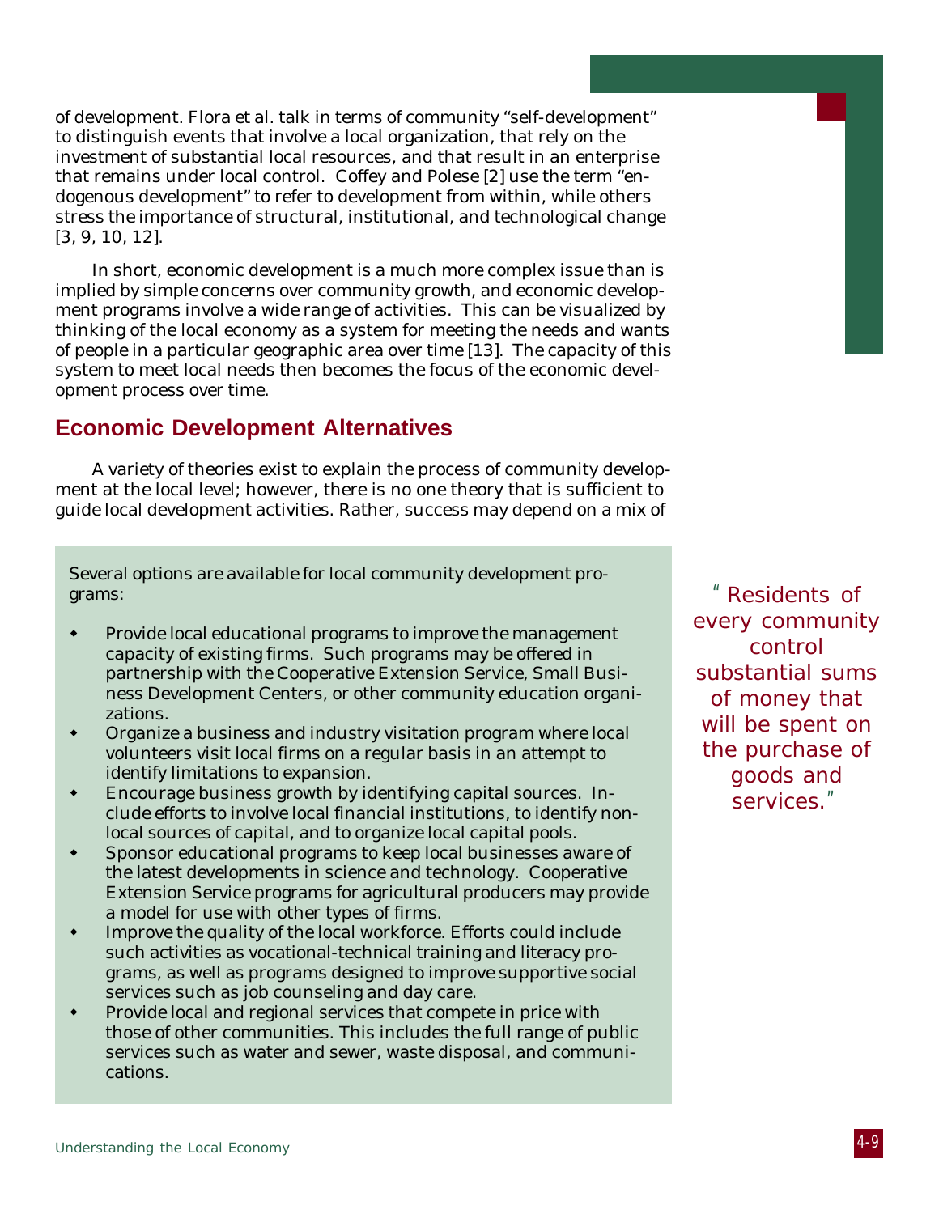of development. Flora et al. talk in terms of community "self-development" to distinguish events that involve a local organization, that rely on the investment of substantial local resources, and that result in an enterprise that remains under local control. Coffey and Polese [2] use the term "endogenous development" to refer to development from within, while others stress the importance of structural, institutional, and technological change [3, 9, 10, 12].

In short, economic development is a much more complex issue than is implied by simple concerns over community growth, and economic development programs involve a wide range of activities. This can be visualized by thinking of the local economy as a system for meeting the needs and wants of people in a particular geographic area over time [13]. The capacity of this system to meet local needs then becomes the focus of the economic development process over time.

## Economic Development Alternatives

A variety of theories exist to explain the process of community development at the local level; however, there is no one theory that is sufficient to guide local development activities. Rather, success may depend on a mix of

> Several options are available for local community development programs:
>
> - Provide local educational programs to improve the management capacity of existing firms. Such programs may be offered in partnership with the Cooperative Extension Service, Small Business Development Centers, or other community education organizations.
> - Organize a business and industry visitation program where local volunteers visit local firms on a regular basis in an attempt to identify limitations to expansion.
> - Encourage business growth by identifying capital sources. Include efforts to involve local financial institutions, to identify nonlocal sources of capital, and to organize local capital pools.
> - Sponsor educational programs to keep local businesses aware of the latest developments in science and technology. Cooperative Extension Service programs for agricultural producers may provide a model for use with other types of firms.
> - Improve the quality of the local workforce. Efforts could include such activities as vocational-technical training and literacy programs, as well as programs designed to improve supportive social services such as job counseling and day care.
> - Provide local and regional services that compete in price with those of other communities. This includes the full range of public services such as water and sewer, waste disposal, and communications.

*"Residents of every community control substantial sums of money that will be spent on the purchase of goods and services."*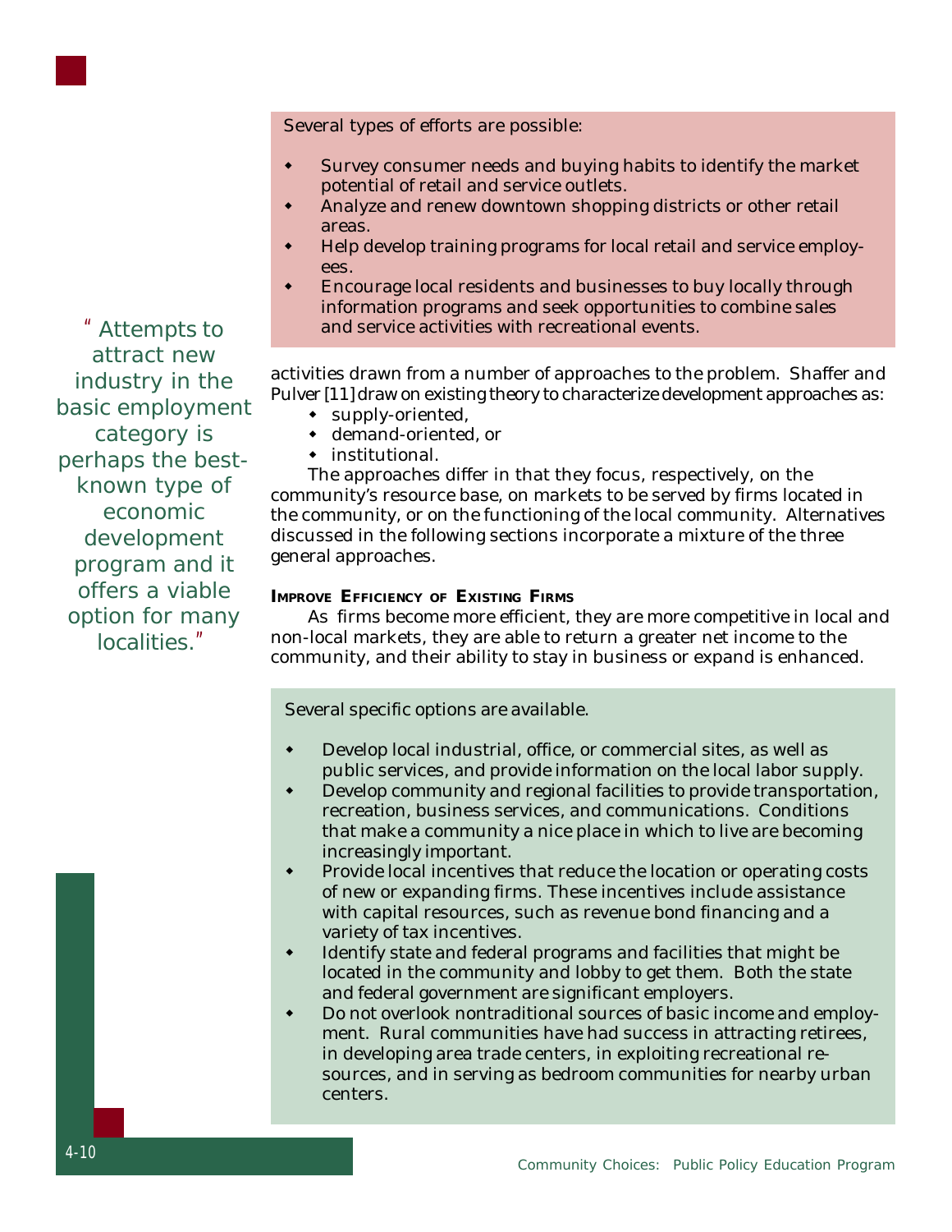Several types of efforts are possible:

- Survey consumer needs and buying habits to identify the market potential of retail and service outlets.
- Analyze and renew downtown shopping districts or other retail areas.
- Help develop training programs for local retail and service employees.
- Encourage local residents and businesses to buy locally through information programs and seek opportunities to combine sales and service activities with recreational events.

> "Attempts to attract new industry in the basic employment category is perhaps the best-known type of economic development program and it offers a viable option for many localities."

activities drawn from a number of approaches to the problem. Shaffer and Pulver [11] draw on existing theory to characterize development approaches as:

- supply-oriented,
- demand-oriented, or
- institutional.

The approaches differ in that they focus, respectively, on the community's resource base, on markets to be served by firms located in the community, or on the functioning of the local community. Alternatives discussed in the following sections incorporate a mixture of the three general approaches.

### Improve Efficiency of Existing Firms

As firms become more efficient, they are more competitive in local and non-local markets, they are able to return a greater net income to the community, and their ability to stay in business or expand is enhanced.

Several specific options are available.

- Develop local industrial, office, or commercial sites, as well as public services, and provide information on the local labor supply.
- Develop community and regional facilities to provide transportation, recreation, business services, and communications. Conditions that make a community a nice place in which to live are becoming increasingly important.
- Provide local incentives that reduce the location or operating costs of new or expanding firms. These incentives include assistance with capital resources, such as revenue bond financing and a variety of tax incentives.
- Identify state and federal programs and facilities that might be located in the community and lobby to get them. Both the state and federal government are significant employers.
- Do not overlook nontraditional sources of basic income and employment. Rural communities have had success in attracting retirees, in developing area trade centers, in exploiting recreational resources, and in serving as bedroom communities for nearby urban centers.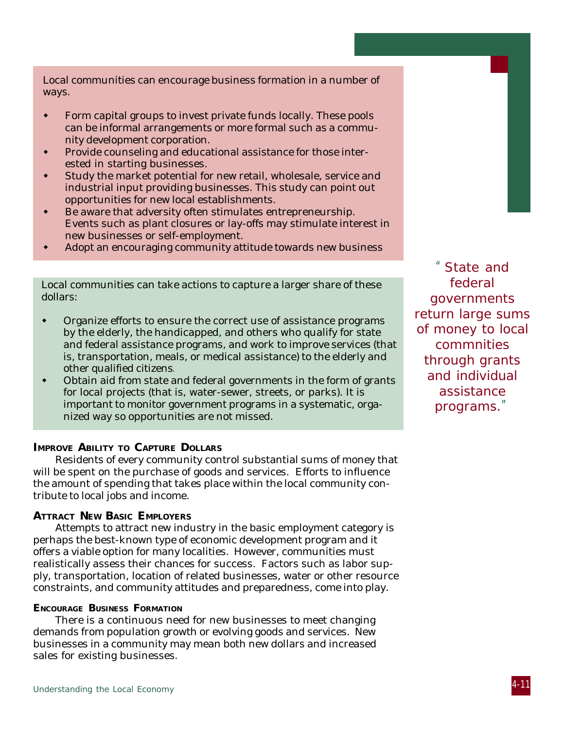Local communities can encourage business formation in a number of ways.

- Form capital groups to invest private funds locally. These pools can be informal arrangements or more formal such as a community development corporation.
- Provide counseling and educational assistance for those interested in starting businesses.
- Study the market potential for new retail, wholesale, service and industrial input providing businesses. This study can point out opportunities for new local establishments.
- Be aware that adversity often stimulates entrepreneurship. Events such as plant closures or lay-offs may stimulate interest in new businesses or self-employment.
- Adopt an encouraging community attitude towards new business

Local communities can take actions to capture a larger share of these dollars:

- Organize efforts to ensure the correct use of assistance programs by the elderly, the handicapped, and others who qualify for state and federal assistance programs, and work to improve services (that is, transportation, meals, or medical assistance) to the elderly and other qualified citizens.
- Obtain aid from state and federal governments in the form of grants for local projects (that is, water-sewer, streets, or parks). It is important to monitor government programs in a systematic, organized way so opportunities are not missed.

"State and federal governments return large sums of money to local commnities through grants and individual assistance programs."

**IMPROVE ABILITY TO CAPTURE DOLLARS**

Residents of every community control substantial sums of money that will be spent on the purchase of goods and services. Efforts to influence the amount of spending that takes place within the local community contribute to local jobs and income.

**ATTRACT NEW BASIC EMPLOYERS**

Attempts to attract new industry in the basic employment category is perhaps the best-known type of economic development program and it offers a viable option for many localities. However, communities must realistically assess their chances for success. Factors such as labor supply, transportation, location of related businesses, water or other resource constraints, and community attitudes and preparedness, come into play.

**ENCOURAGE BUSINESS FORMATION**

There is a continuous need for new businesses to meet changing demands from population growth or evolving goods and services. New businesses in a community may mean both new dollars and increased sales for existing businesses.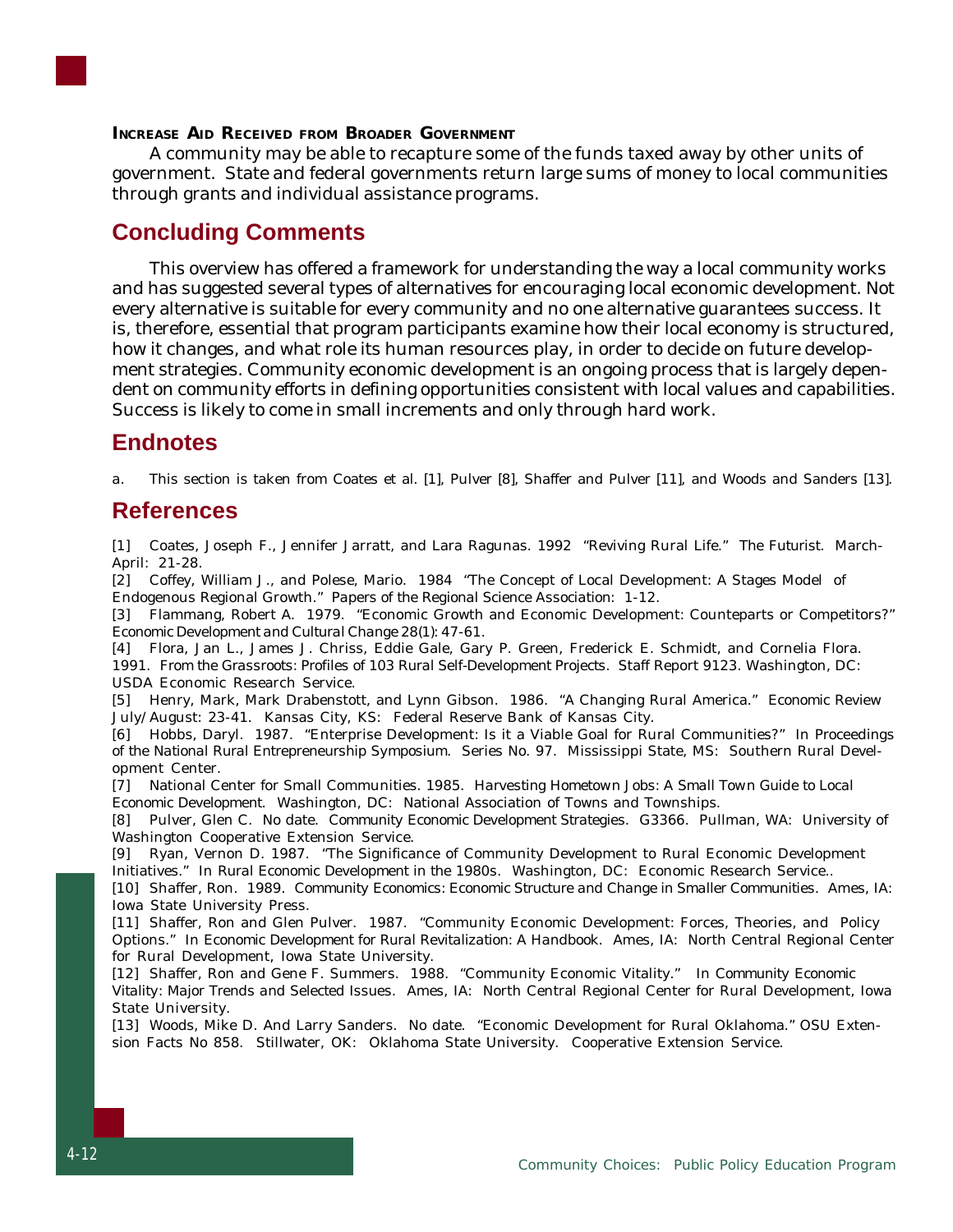#### INCREASE AID RECEIVED FROM BROADER GOVERNMENT

A community may be able to recapture some of the funds taxed away by other units of government. State and federal governments return large sums of money to local communities through grants and individual assistance programs.

## Concluding Comments

This overview has offered a framework for understanding the way a local community works and has suggested several types of alternatives for encouraging local economic development. Not every alternative is suitable for every community and no one alternative guarantees success. It is, therefore, essential that program participants examine how their local economy is structured, how it changes, and what role its human resources play, in order to decide on future development strategies. Community economic development is an ongoing process that is largely dependent on community efforts in defining opportunities consistent with local values and capabilities. Success is likely to come in small increments and only through hard work.

## Endnotes

a. This section is taken from Coates et al. [1], Pulver [8], Shaffer and Pulver [11], and Woods and Sanders [13].

## References

[1] Coates, Joseph F., Jennifer Jarratt, and Lara Ragunas. 1992 "Reviving Rural Life." *The Futurist.* March-April: 21-28.

[2] Coffey, William J., and Polese, Mario. 1984 "The Concept of Local Development: A Stages Model of Endogenous Regional Growth." *Papers of the Regional Science Association:* 1-12.

[3] Flammang, Robert A. 1979. "Economic Growth and Economic Development: Counteparts or Competitors?" *Economic Development and Cultural Change* 28(1): 47-61.

[4] Flora, Jan L., James J. Chriss, Eddie Gale, Gary P. Green, Frederick E. Schmidt, and Cornelia Flora. 1991. *From the Grassroots: Profiles of 103 Rural Self-Development Projects.* Staff Report 9123. Washington, DC: USDA Economic Research Service.

[5] Henry, Mark, Mark Drabenstott, and Lynn Gibson. 1986. "A Changing Rural America." *Economic Review* July/August: 23-41. Kansas City, KS: Federal Reserve Bank of Kansas City.

[6] Hobbs, Daryl. 1987. "Enterprise Development: Is it a Viable Goal for Rural Communities?" In *Proceedings of the National Rural Entrepreneurship Symposium.* Series No. 97. Mississippi State, MS: Southern Rural Development Center.

[7] National Center for Small Communities. 1985. *Harvesting Hometown Jobs: A Small Town Guide to Local Economic Development.* Washington, DC: National Association of Towns and Townships.

[8] Pulver, Glen C. No date. *Community Economic Development Strategies.* G3366. Pullman, WA: University of Washington Cooperative Extension Service.

[9] Ryan, Vernon D. 1987. "The Significance of Community Development to Rural Economic Development Initiatives." In *Rural Economic Development in the 1980s.* Washington, DC: Economic Research Service..

[10] Shaffer, Ron. 1989. *Community Economics: Economic Structure and Change in Smaller Communities.* Ames, IA: Iowa State University Press.

[11] Shaffer, Ron and Glen Pulver. 1987. "Community Economic Development: Forces, Theories, and Policy Options." In *Economic Development for Rural Revitalization: A Handbook.* Ames, IA: North Central Regional Center for Rural Development, Iowa State University.

[12] Shaffer, Ron and Gene F. Summers. 1988. "Community Economic Vitality." In *Community Economic Vitality: Major Trends and Selected Issues.* Ames, IA: North Central Regional Center for Rural Development, Iowa State University.

[13] Woods, Mike D. And Larry Sanders. No date. "Economic Development for Rural Oklahoma." OSU Extension Facts No 858. Stillwater, OK: Oklahoma State University. Cooperative Extension Service.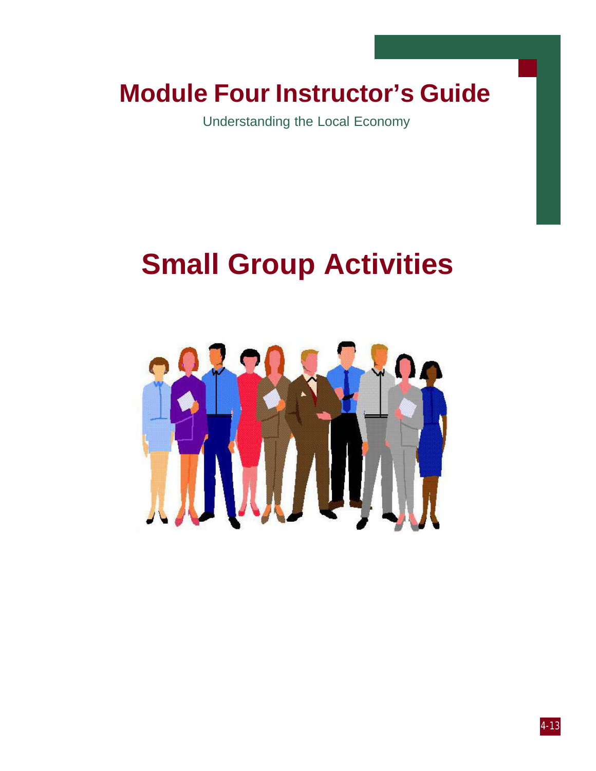# Module Four Instructor's Guide

Understanding the Local Economy

# Small Group Activities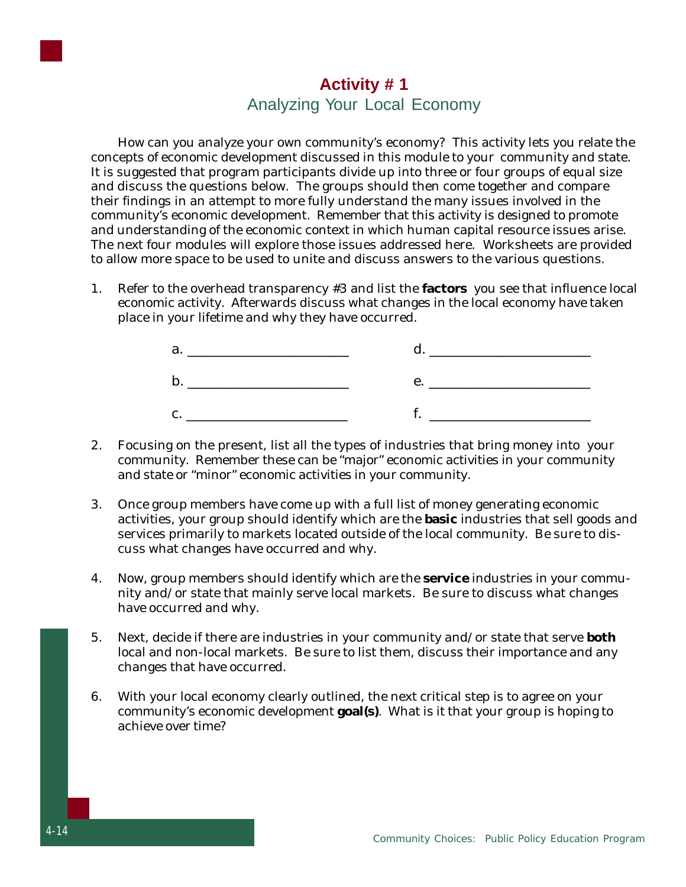# Activity # 1

## Analyzing Your Local Economy

How can you analyze your own community's economy? This activity lets you relate the concepts of economic development discussed in this module to your community and state. It is suggested that program participants divide up into three or four groups of equal size and discuss the questions below. The groups should then come together and compare their findings in an attempt to more fully understand the many issues involved in the community's economic development. Remember that this activity is designed to promote and understanding of the economic context in which human capital resource issues arise. The next four modules will explore those issues addressed here. Worksheets are provided to allow more space to be used to unite and discuss answers to the various questions.

1. Refer to the overhead transparency #3 and list the **factors** you see that influence local economic activity. Afterwards discuss what changes in the local economy have taken place in your lifetime and why they have occurred.

   a. ______________________ d. ______________________

   b. ______________________ e. ______________________

   c. ______________________ f. ______________________

2. Focusing on the present, list all the types of industries that bring money into your community. Remember these can be "major" economic activities in your community and state or "minor" economic activities in your community.

3. Once group members have come up with a full list of money generating economic activities, your group should identify which are the **basic** industries that sell goods and services primarily to markets located outside of the local community. Be sure to discuss what changes have occurred and why.

4. Now, group members should identify which are the **service** industries in your community and/or state that mainly serve local markets. Be sure to discuss what changes have occurred and why.

5. Next, decide if there are industries in your community and/or state that serve **both** local and non-local markets. Be sure to list them, discuss their importance and any changes that have occurred.

6. With your local economy clearly outlined, the next critical step is to agree on your community's economic development **goal(s)**. What is it that your group is hoping to achieve over time?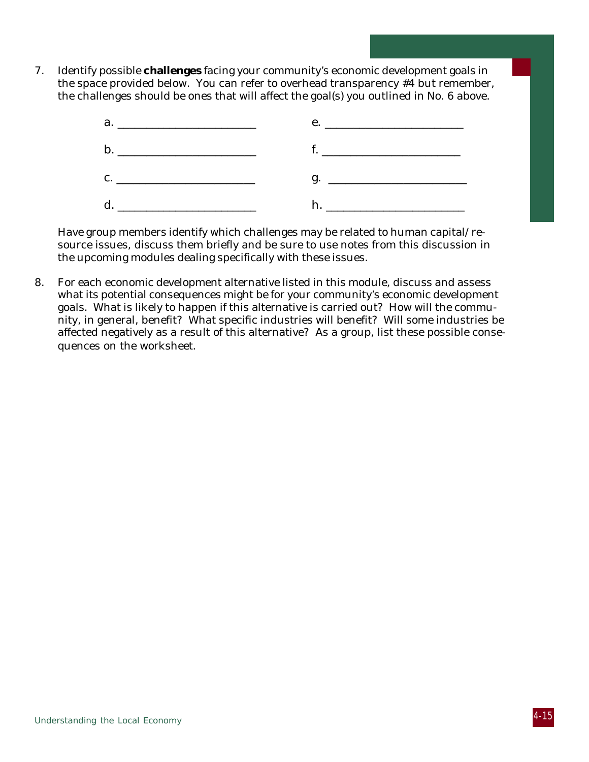7. Identify possible **challenges** facing your community's economic development goals in the space provided below. You can refer to overhead transparency #4 but remember, the challenges should be ones that will affect the goal(s) you outlined in No. 6 above.

   a. ________________________ e. ________________________

   b. ________________________ f. ________________________

   c. ________________________ g. ________________________

   d. ________________________ h. ________________________

   Have group members identify which challenges may be related to human capital/resource issues, discuss them briefly and be sure to use notes from this discussion in the upcoming modules dealing specifically with these issues.

8. For each economic development alternative listed in this module, discuss and assess what its potential consequences might be for your community's economic development goals. What is likely to happen if this alternative is carried out? How will the community, in general, benefit? What specific industries will benefit? Will some industries be affected negatively as a result of this alternative? As a group, list these possible consequences on the worksheet.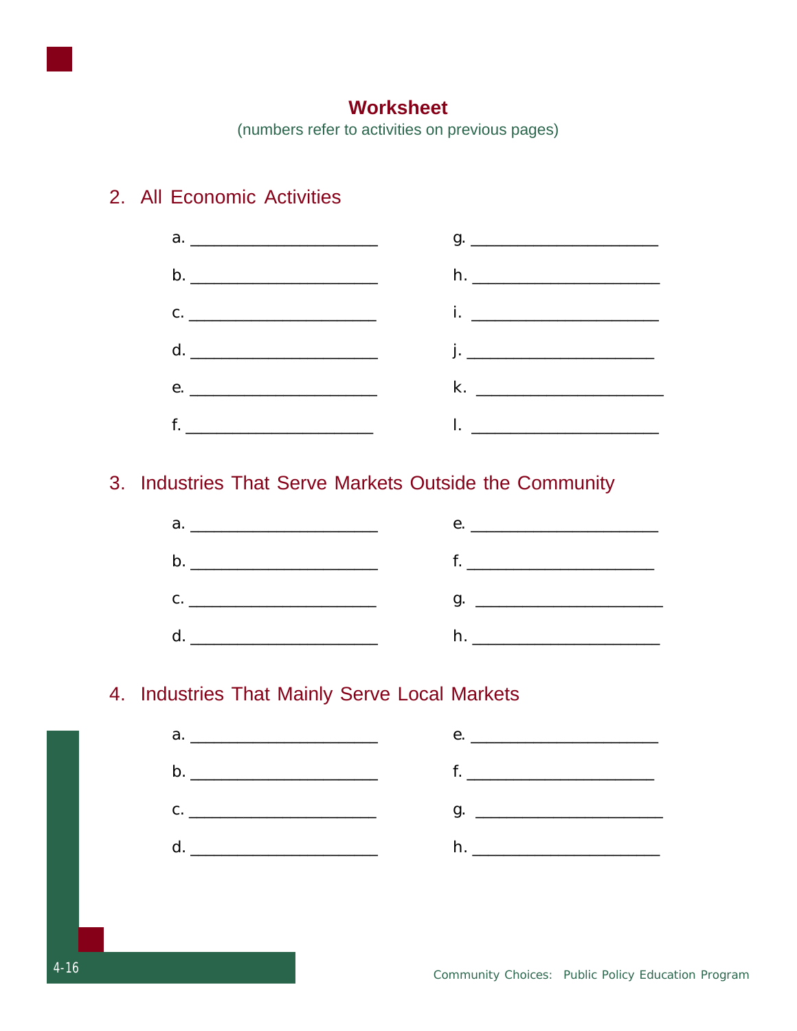# Worksheet

(numbers refer to activities on previous pages)

## 2. All Economic Activities

a. ______________________

b. ______________________

c. ______________________

d. ______________________

e. ______________________

f. ______________________

g. ______________________

h. ______________________

i. ______________________

j. ______________________

k. ______________________

l. ______________________

## 3. Industries That Serve Markets Outside the Community

a. ______________________

b. ______________________

c. ______________________

d. ______________________

e. ______________________

f. ______________________

g. ______________________

h. ______________________

## 4. Industries That Mainly Serve Local Markets

a. ______________________

b. ______________________

c. ______________________

d. ______________________

e. ______________________

f. ______________________

g. ______________________

h. ______________________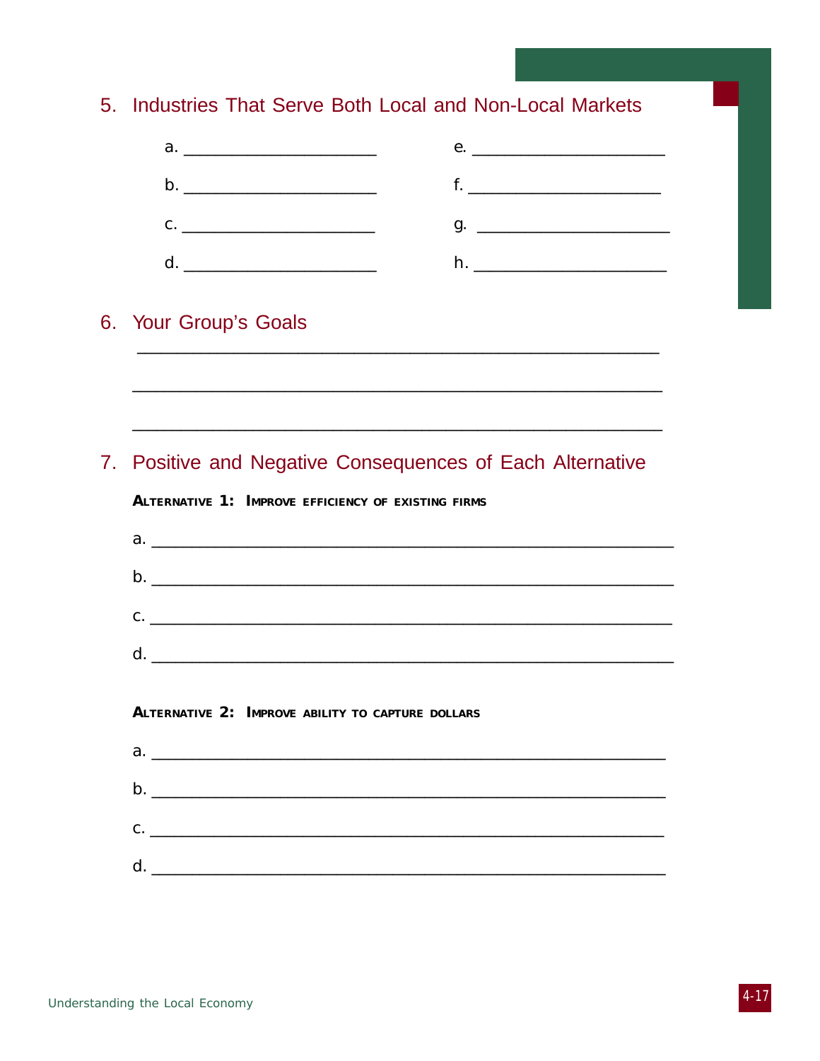## 5. Industries That Serve Both Local and Non-Local Markets

a. ______________________  e. ______________________

b. ______________________  f. ______________________

c. ______________________  g. ______________________

d. ______________________  h. ______________________

## 6. Your Group's Goals

____________________________________________________________

____________________________________________________________

____________________________________________________________

## 7. Positive and Negative Consequences of Each Alternative

**ALTERNATIVE 1: IMPROVE EFFICIENCY OF EXISTING FIRMS**

a. ____________________________________________________________

b. ____________________________________________________________

c. ____________________________________________________________

d. ____________________________________________________________

**ALTERNATIVE 2: IMPROVE ABILITY TO CAPTURE DOLLARS**

a. ____________________________________________________________

b. ____________________________________________________________

c. ____________________________________________________________

d. ____________________________________________________________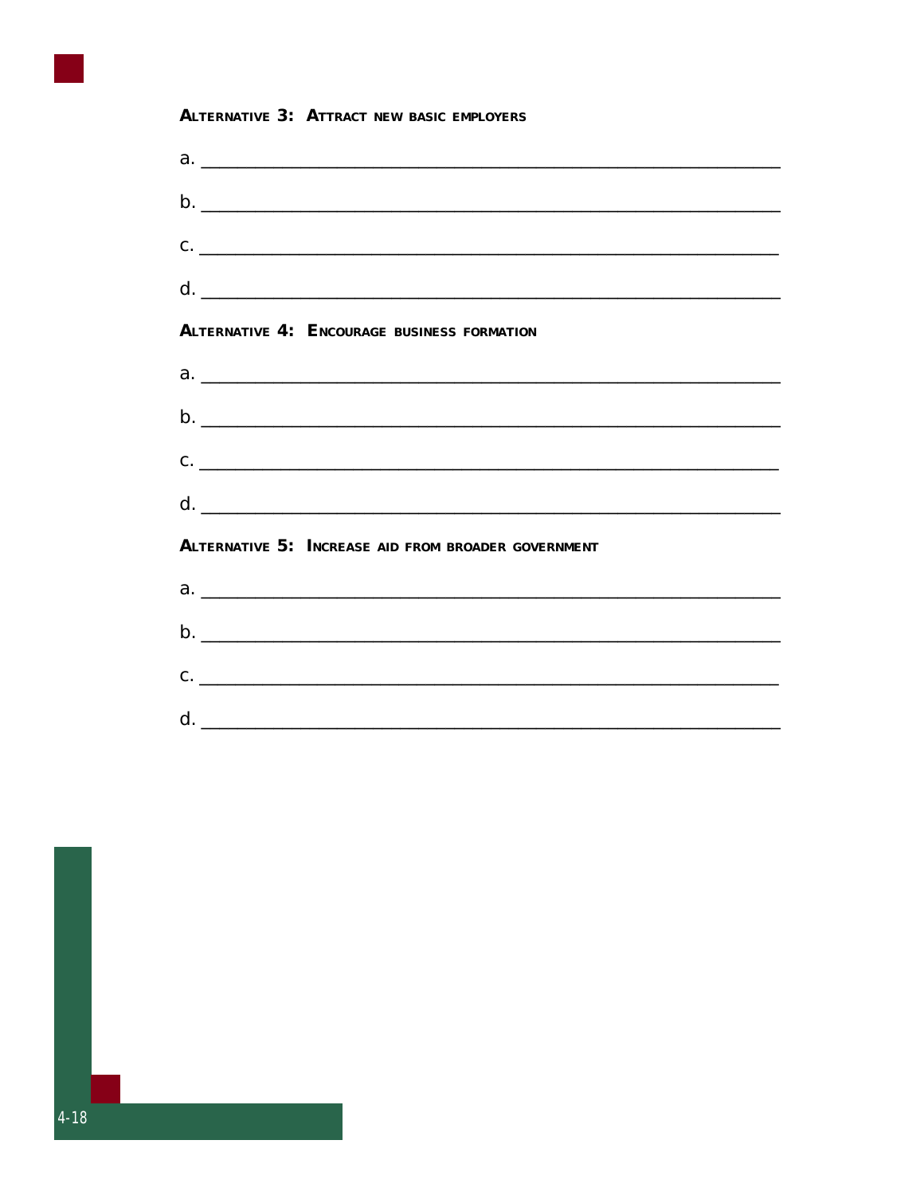**Alternative 3: Attract new basic employers**

a. ______________________________________________________________

b. ______________________________________________________________

c. ______________________________________________________________

d. ______________________________________________________________

**Alternative 4: Encourage business formation**

a. ______________________________________________________________

b. ______________________________________________________________

c. ______________________________________________________________

d. ______________________________________________________________

**Alternative 5: Increase aid from broader government**

a. ______________________________________________________________

b. ______________________________________________________________

c. ______________________________________________________________

d. ______________________________________________________________